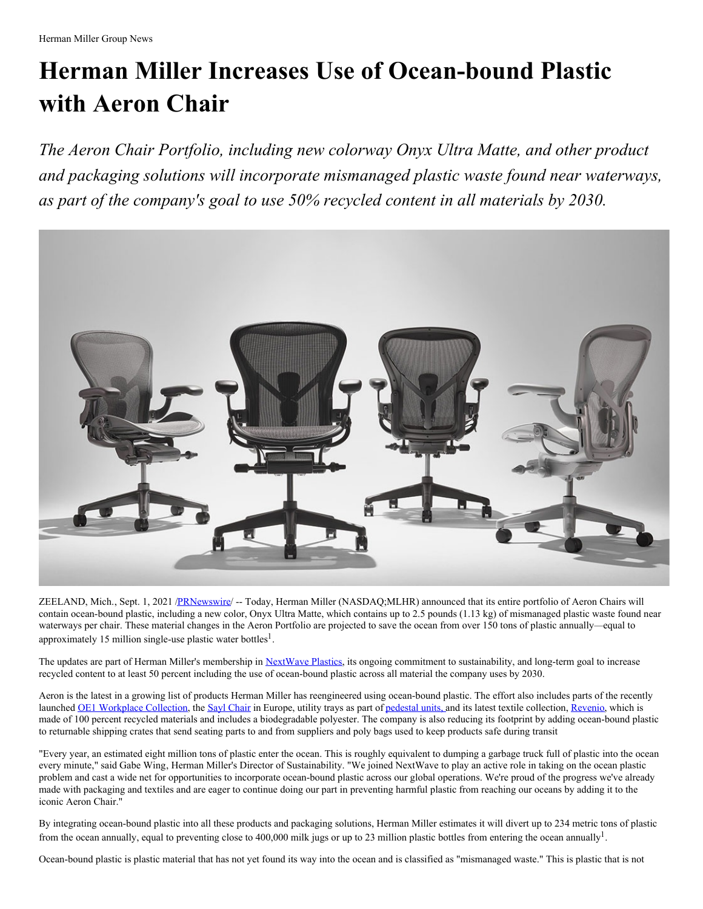Herman Miller Group News

# Herman Miller Increases Use of Ocean-bound Plastic with Aeron Chair

*The Aeron Chair Portfolio, including new colorway Onyx Ultra Matte, and other product and packaging solutions will incorporate mismanaged plastic waste found near waterways, as part of the company's goal to use 50% recycled content in all materials by 2030.*

ZEELAND, Mich., Sept. 1, 2021 /PRNewswire/ -- Today, Herman Miller (NASDAQ;MLHR) announced that its entire portfolio of Aeron Chairs will contain ocean-bound plastic, including a new color, Onyx Ultra Matte, which contains up to 2.5 pounds (1.13 kg) of mismanaged plastic waste found near waterways per chair. These material changes in the Aeron Portfolio are projected to save the ocean from over 150 tons of plastic annually—equal to approximately 15 million single-use plastic water bottles[1].

The updates are part of Herman Miller's membership in NextWave Plastics, its ongoing commitment to sustainability, and long-term goal to increase recycled content to at least 50 percent including the use of ocean-bound plastic across all material the company uses by 2030.

Aeron is the latest in a growing list of products Herman Miller has reengineered using ocean-bound plastic. The effort also includes parts of the recently launched OE1 Workplace Collection, the Sayl Chair in Europe, utility trays as part of pedestal units, and its latest textile collection, Revenio, which is made of 100 percent recycled materials and includes a biodegradable polyester. The company is also reducing its footprint by adding ocean-bound plastic to returnable shipping crates that send seating parts to and from suppliers and poly bags used to keep products safe during transit

"Every year, an estimated eight million tons of plastic enter the ocean. This is roughly equivalent to dumping a garbage truck full of plastic into the ocean every minute," said Gabe Wing, Herman Miller's Director of Sustainability. "We joined NextWave to play an active role in taking on the ocean plastic problem and cast a wide net for opportunities to incorporate ocean-bound plastic across our global operations. We're proud of the progress we've already made with packaging and textiles and are eager to continue doing our part in preventing harmful plastic from reaching our oceans by adding it to the iconic Aeron Chair."

By integrating ocean-bound plastic into all these products and packaging solutions, Herman Miller estimates it will divert up to 234 metric tons of plastic from the ocean annually, equal to preventing close to 400,000 milk jugs or up to 23 million plastic bottles from entering the ocean annually[1].

Ocean-bound plastic is plastic material that has not yet found its way into the ocean and is classified as "mismanaged waste." This is plastic that is not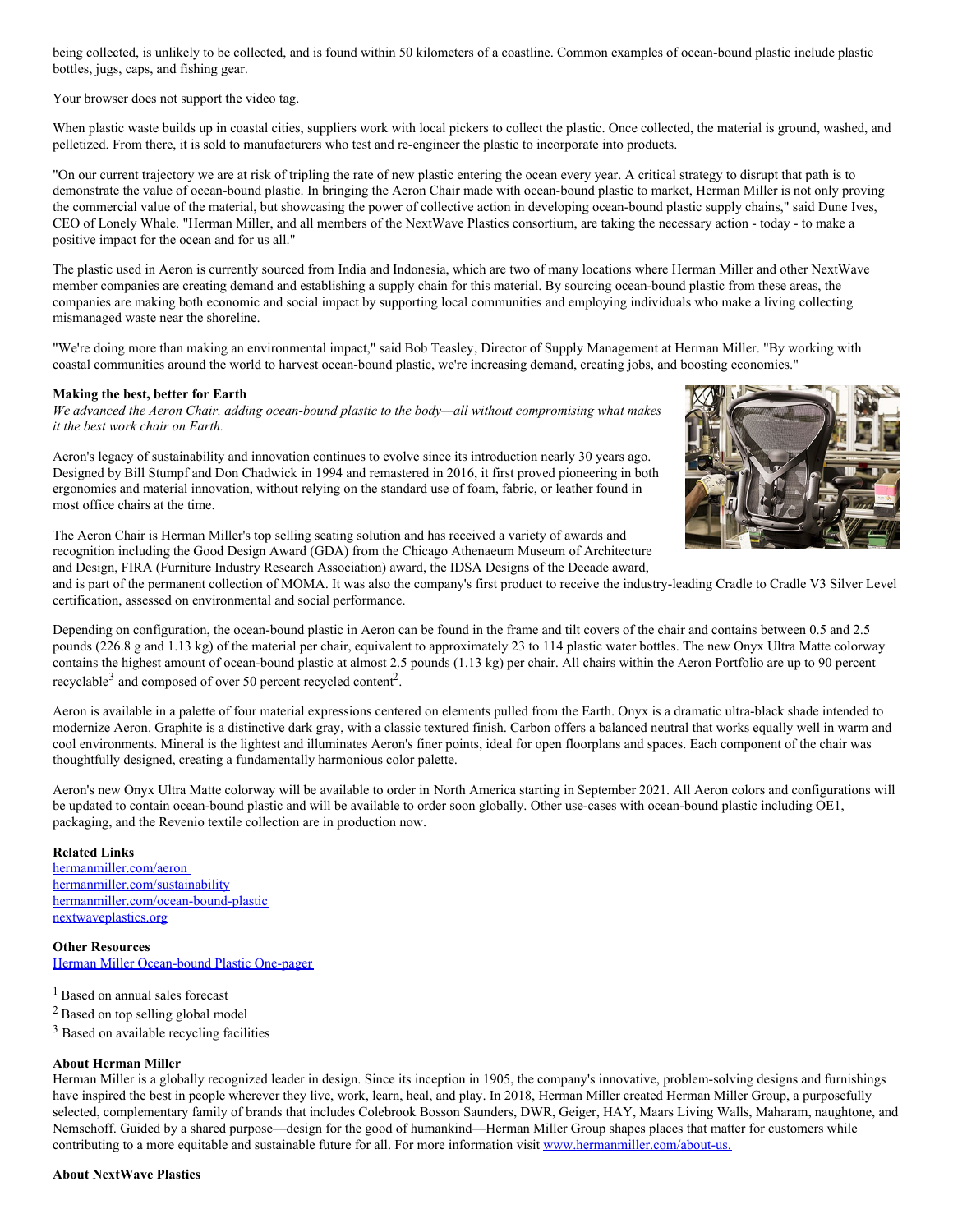being collected, is unlikely to be collected, and is found within 50 kilometers of a coastline. Common examples of ocean-bound plastic include plastic bottles, jugs, caps, and fishing gear.

Your browser does not support the video tag.

When plastic waste builds up in coastal cities, suppliers work with local pickers to collect the plastic. Once collected, the material is ground, washed, and pelletized. From there, it is sold to manufacturers who test and re-engineer the plastic to incorporate into products.

"On our current trajectory we are at risk of tripling the rate of new plastic entering the ocean every year. A critical strategy to disrupt that path is to demonstrate the value of ocean-bound plastic. In bringing the Aeron Chair made with ocean-bound plastic to market, Herman Miller is not only proving the commercial value of the material, but showcasing the power of collective action in developing ocean-bound plastic supply chains," said Dune Ives, CEO of Lonely Whale. "Herman Miller, and all members of the NextWave Plastics consortium, are taking the necessary action - today - to make a positive impact for the ocean and for us all."

The plastic used in Aeron is currently sourced from India and Indonesia, which are two of many locations where Herman Miller and other NextWave member companies are creating demand and establishing a supply chain for this material. By sourcing ocean-bound plastic from these areas, the companies are making both economic and social impact by supporting local communities and employing individuals who make a living collecting mismanaged waste near the shoreline.

"We're doing more than making an environmental impact," said Bob Teasley, Director of Supply Management at Herman Miller. "By working with coastal communities around the world to harvest ocean-bound plastic, we're increasing demand, creating jobs, and boosting economies."

**Making the best, better for Earth**

*We advanced the Aeron Chair, adding ocean-bound plastic to the body—all without compromising what makes it the best work chair on Earth.*

Aeron's legacy of sustainability and innovation continues to evolve since its introduction nearly 30 years ago. Designed by Bill Stumpf and Don Chadwick in 1994 and remastered in 2016, it first proved pioneering in both ergonomics and material innovation, without relying on the standard use of foam, fabric, or leather found in most office chairs at the time.

The Aeron Chair is Herman Miller's top selling seating solution and has received a variety of awards and recognition including the Good Design Award (GDA) from the Chicago Athenaeum Museum of Architecture and Design, FIRA (Furniture Industry Research Association) award, the IDSA Designs of the Decade award, and is part of the permanent collection of MOMA. It was also the company's first product to receive the industry-leading Cradle to Cradle V3 Silver Level certification, assessed on environmental and social performance.

Depending on configuration, the ocean-bound plastic in Aeron can be found in the frame and tilt covers of the chair and contains between 0.5 and 2.5 pounds (226.8 g and 1.13 kg) of the material per chair, equivalent to approximately 23 to 114 plastic water bottles. The new Onyx Ultra Matte colorway contains the highest amount of ocean-bound plastic at almost 2.5 pounds (1.13 kg) per chair. All chairs within the Aeron Portfolio are up to 90 percent recyclable[3] and composed of over 50 percent recycled content[2].

Aeron is available in a palette of four material expressions centered on elements pulled from the Earth. Onyx is a dramatic ultra-black shade intended to modernize Aeron. Graphite is a distinctive dark gray, with a classic textured finish. Carbon offers a balanced neutral that works equally well in warm and cool environments. Mineral is the lightest and illuminates Aeron's finer points, ideal for open floorplans and spaces. Each component of the chair was thoughtfully designed, creating a fundamentally harmonious color palette.

Aeron's new Onyx Ultra Matte colorway will be available to order in North America starting in September 2021. All Aeron colors and configurations will be updated to contain ocean-bound plastic and will be available to order soon globally. Other use-cases with ocean-bound plastic including OE1, packaging, and the Revenio textile collection are in production now.

**Related Links**

hermanmiller.com/aeron
hermanmiller.com/sustainability
hermanmiller.com/ocean-bound-plastic
nextwaveplastics.org

**Other Resources**

Herman Miller Ocean-bound Plastic One-pager

[1] Based on annual sales forecast
[2] Based on top selling global model
[3] Based on available recycling facilities

**About Herman Miller**

Herman Miller is a globally recognized leader in design. Since its inception in 1905, the company's innovative, problem-solving designs and furnishings have inspired the best in people wherever they live, work, learn, heal, and play. In 2018, Herman Miller created Herman Miller Group, a purposefully selected, complementary family of brands that includes Colebrook Bosson Saunders, DWR, Geiger, HAY, Maars Living Walls, Maharam, naughtone, and Nemschoff. Guided by a shared purpose—design for the good of humankind—Herman Miller Group shapes places that matter for customers while contributing to a more equitable and sustainable future for all. For more information visit www.hermanmiller.com/about-us.

**About NextWave Plastics**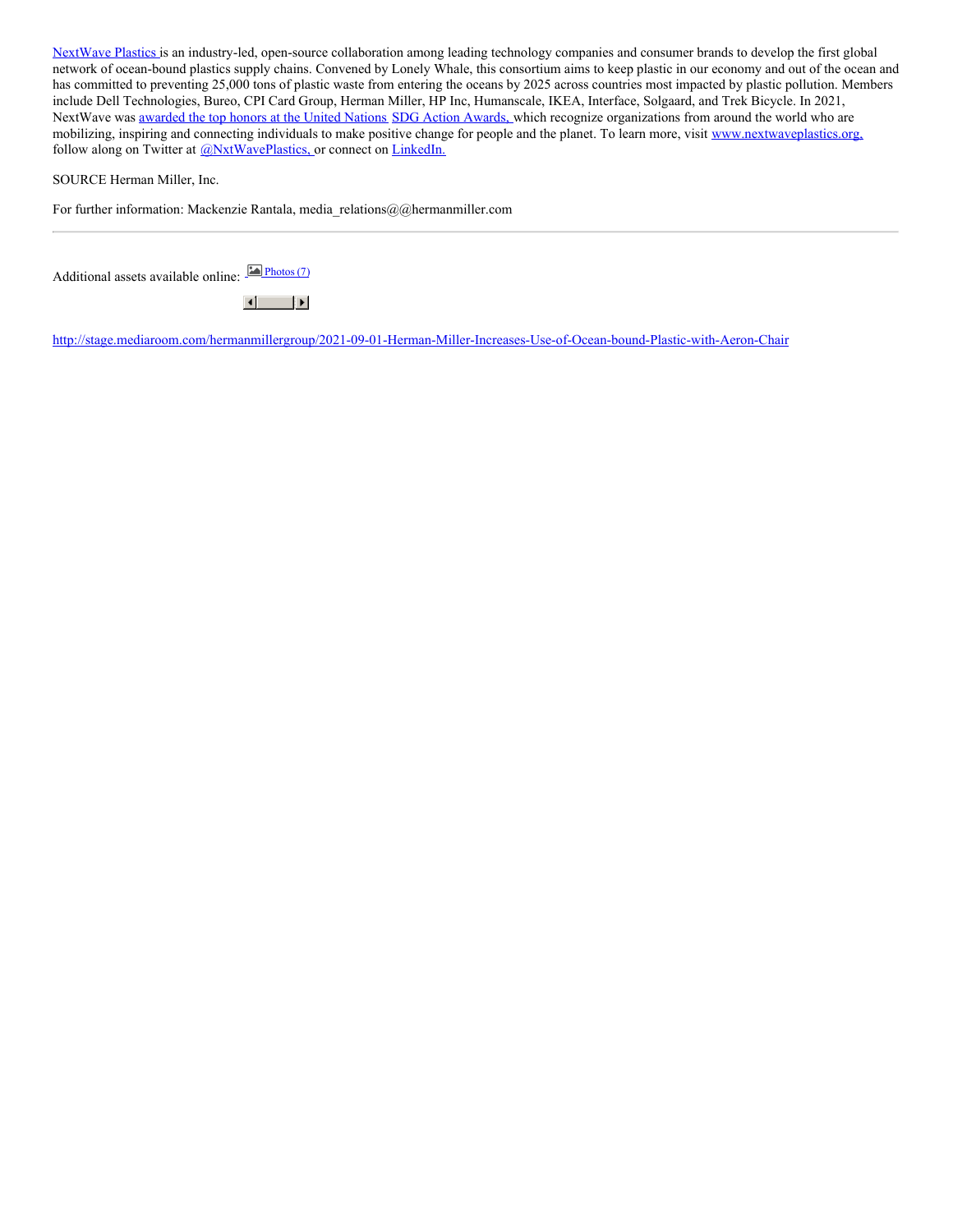NextWave Plastics is an industry-led, open-source collaboration among leading technology companies and consumer brands to develop the first global network of ocean-bound plastics supply chains. Convened by Lonely Whale, this consortium aims to keep plastic in our economy and out of the ocean and has committed to preventing 25,000 tons of plastic waste from entering the oceans by 2025 across countries most impacted by plastic pollution. Members include Dell Technologies, Bureo, CPI Card Group, Herman Miller, HP Inc, Humanscale, IKEA, Interface, Solgaard, and Trek Bicycle. In 2021, NextWave was awarded the top honors at the United Nations SDG Action Awards, which recognize organizations from around the world who are mobilizing, inspiring and connecting individuals to make positive change for people and the planet. To learn more, visit www.nextwaveplastics.org, follow along on Twitter at @NxtWavePlastics, or connect on LinkedIn.

SOURCE Herman Miller, Inc.

For further information: Mackenzie Rantala, media_relations@@hermanmiller.com

---

Additional assets available online: Photos (7)

http://stage.mediaroom.com/hermanmillergroup/2021-09-01-Herman-Miller-Increases-Use-of-Ocean-bound-Plastic-with-Aeron-Chair